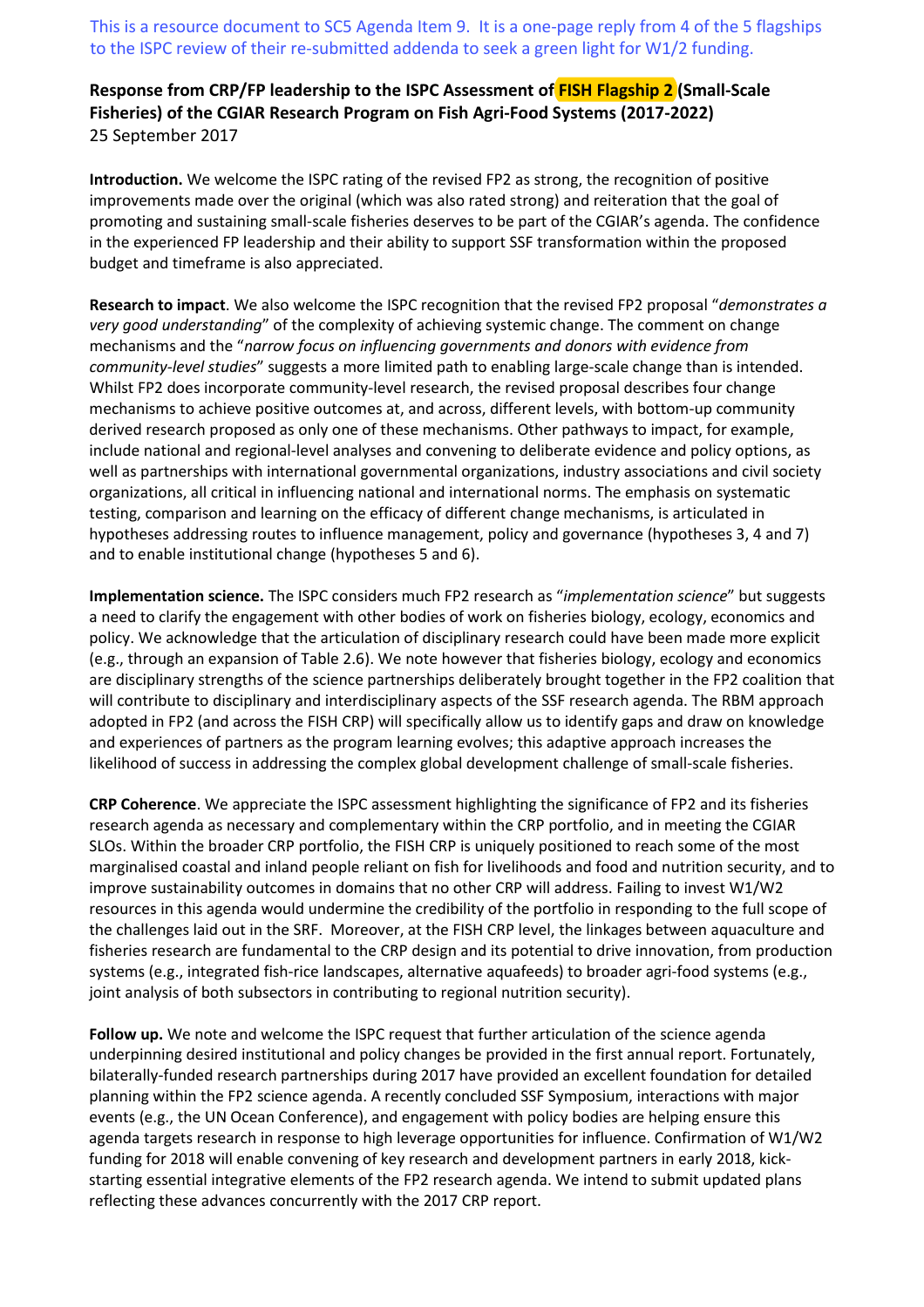This is a resource document to SC5 Agenda Item 9. It is a one-page reply from 4 of the 5 flagships to the ISPC review of their re-submitted addenda to seek a green light for W1/2 funding.

**Response from CRP/FP leadership to the ISPC Assessment of FISH Flagship 2 (Small-Scale Fisheries) of the CGIAR Research Program on Fish Agri-Food Systems (2017-2022)**
25 September 2017

**Introduction.** We welcome the ISPC rating of the revised FP2 as strong, the recognition of positive improvements made over the original (which was also rated strong) and reiteration that the goal of promoting and sustaining small-scale fisheries deserves to be part of the CGIAR's agenda. The confidence in the experienced FP leadership and their ability to support SSF transformation within the proposed budget and timeframe is also appreciated.

**Research to impact**. We also welcome the ISPC recognition that the revised FP2 proposal "*demonstrates a very good understanding*" of the complexity of achieving systemic change. The comment on change mechanisms and the "*narrow focus on influencing governments and donors with evidence from community-level studies*" suggests a more limited path to enabling large-scale change than is intended. Whilst FP2 does incorporate community-level research, the revised proposal describes four change mechanisms to achieve positive outcomes at, and across, different levels, with bottom-up community derived research proposed as only one of these mechanisms. Other pathways to impact, for example, include national and regional-level analyses and convening to deliberate evidence and policy options, as well as partnerships with international governmental organizations, industry associations and civil society organizations, all critical in influencing national and international norms. The emphasis on systematic testing, comparison and learning on the efficacy of different change mechanisms, is articulated in hypotheses addressing routes to influence management, policy and governance (hypotheses 3, 4 and 7) and to enable institutional change (hypotheses 5 and 6).

**Implementation science.** The ISPC considers much FP2 research as "*implementation science*" but suggests a need to clarify the engagement with other bodies of work on fisheries biology, ecology, economics and policy. We acknowledge that the articulation of disciplinary research could have been made more explicit (e.g., through an expansion of Table 2.6). We note however that fisheries biology, ecology and economics are disciplinary strengths of the science partnerships deliberately brought together in the FP2 coalition that will contribute to disciplinary and interdisciplinary aspects of the SSF research agenda. The RBM approach adopted in FP2 (and across the FISH CRP) will specifically allow us to identify gaps and draw on knowledge and experiences of partners as the program learning evolves; this adaptive approach increases the likelihood of success in addressing the complex global development challenge of small-scale fisheries.

**CRP Coherence**. We appreciate the ISPC assessment highlighting the significance of FP2 and its fisheries research agenda as necessary and complementary within the CRP portfolio, and in meeting the CGIAR SLOs. Within the broader CRP portfolio, the FISH CRP is uniquely positioned to reach some of the most marginalised coastal and inland people reliant on fish for livelihoods and food and nutrition security, and to improve sustainability outcomes in domains that no other CRP will address. Failing to invest W1/W2 resources in this agenda would undermine the credibility of the portfolio in responding to the full scope of the challenges laid out in the SRF. Moreover, at the FISH CRP level, the linkages between aquaculture and fisheries research are fundamental to the CRP design and its potential to drive innovation, from production systems (e.g., integrated fish-rice landscapes, alternative aquafeeds) to broader agri-food systems (e.g., joint analysis of both subsectors in contributing to regional nutrition security).

**Follow up.** We note and welcome the ISPC request that further articulation of the science agenda underpinning desired institutional and policy changes be provided in the first annual report. Fortunately, bilaterally-funded research partnerships during 2017 have provided an excellent foundation for detailed planning within the FP2 science agenda. A recently concluded SSF Symposium, interactions with major events (e.g., the UN Ocean Conference), and engagement with policy bodies are helping ensure this agenda targets research in response to high leverage opportunities for influence. Confirmation of W1/W2 funding for 2018 will enable convening of key research and development partners in early 2018, kick-starting essential integrative elements of the FP2 research agenda. We intend to submit updated plans reflecting these advances concurrently with the 2017 CRP report.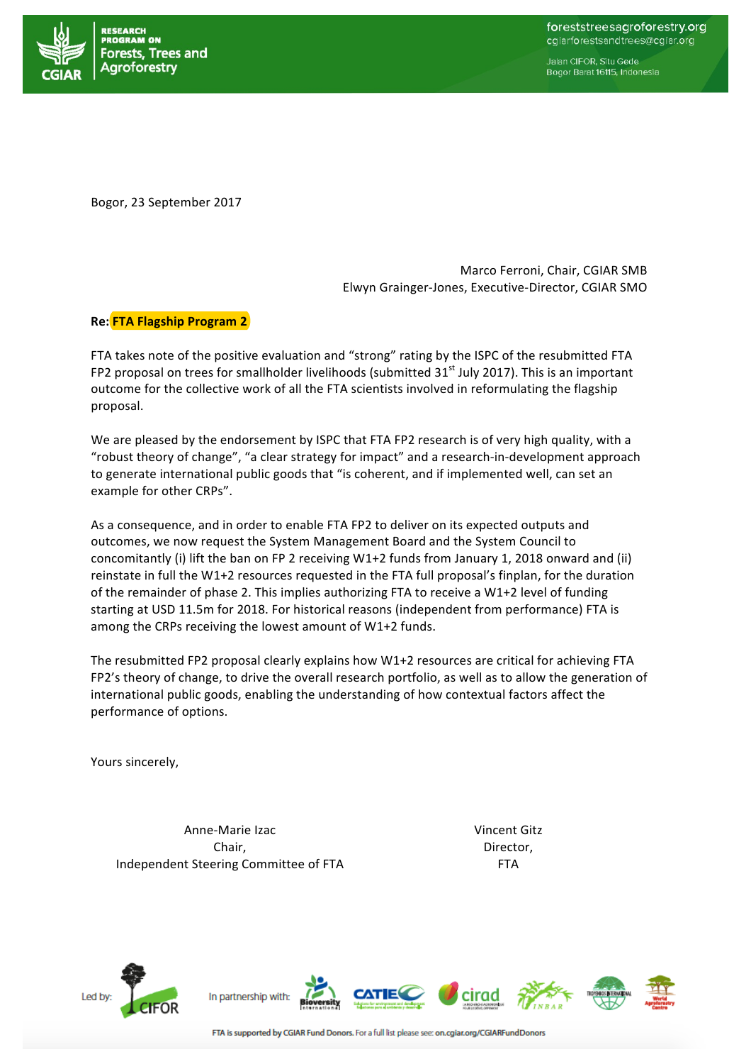Bogor, 23 September 2017

Marco Ferroni, Chair, CGIAR SMB
Elwyn Grainger-Jones, Executive-Director, CGIAR SMO

**Re: FTA Flagship Program 2**

FTA takes note of the positive evaluation and "strong" rating by the ISPC of the resubmitted FTA FP2 proposal on trees for smallholder livelihoods (submitted 31st July 2017). This is an important outcome for the collective work of all the FTA scientists involved in reformulating the flagship proposal.

We are pleased by the endorsement by ISPC that FTA FP2 research is of very high quality, with a "robust theory of change", "a clear strategy for impact" and a research-in-development approach to generate international public goods that "is coherent, and if implemented well, can set an example for other CRPs".

As a consequence, and in order to enable FTA FP2 to deliver on its expected outputs and outcomes, we now request the System Management Board and the System Council to concomitantly (i) lift the ban on FP 2 receiving W1+2 funds from January 1, 2018 onward and (ii) reinstate in full the W1+2 resources requested in the FTA full proposal's finplan, for the duration of the remainder of phase 2. This implies authorizing FTA to receive a W1+2 level of funding starting at USD 11.5m for 2018. For historical reasons (independent from performance) FTA is among the CRPs receiving the lowest amount of W1+2 funds.

The resubmitted FP2 proposal clearly explains how W1+2 resources are critical for achieving FTA FP2's theory of change, to drive the overall research portfolio, as well as to allow the generation of international public goods, enabling the understanding of how contextual factors affect the performance of options.

Yours sincerely,

| Anne-Marie Izac | Vincent Gitz |
|---|---|
| Chair, | Director, |
| Independent Steering Committee of FTA | FTA |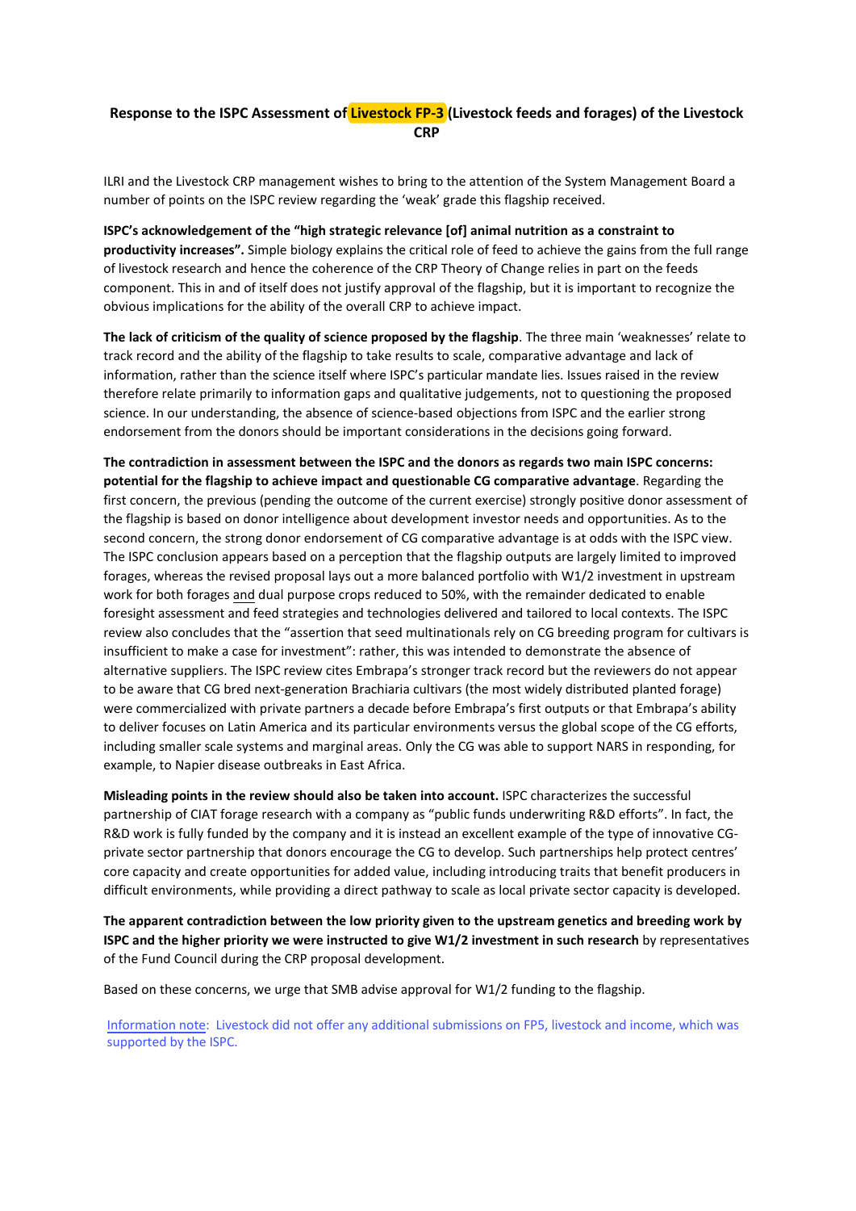**Response to the ISPC Assessment of Livestock FP-3 (Livestock feeds and forages) of the Livestock CRP**

ILRI and the Livestock CRP management wishes to bring to the attention of the System Management Board a number of points on the ISPC review regarding the 'weak' grade this flagship received.

**ISPC's acknowledgement of the "high strategic relevance [of] animal nutrition as a constraint to productivity increases".** Simple biology explains the critical role of feed to achieve the gains from the full range of livestock research and hence the coherence of the CRP Theory of Change relies in part on the feeds component. This in and of itself does not justify approval of the flagship, but it is important to recognize the obvious implications for the ability of the overall CRP to achieve impact.

**The lack of criticism of the quality of science proposed by the flagship**. The three main 'weaknesses' relate to track record and the ability of the flagship to take results to scale, comparative advantage and lack of information, rather than the science itself where ISPC's particular mandate lies. Issues raised in the review therefore relate primarily to information gaps and qualitative judgements, not to questioning the proposed science. In our understanding, the absence of science-based objections from ISPC and the earlier strong endorsement from the donors should be important considerations in the decisions going forward.

**The contradiction in assessment between the ISPC and the donors as regards two main ISPC concerns: potential for the flagship to achieve impact and questionable CG comparative advantage**. Regarding the first concern, the previous (pending the outcome of the current exercise) strongly positive donor assessment of the flagship is based on donor intelligence about development investor needs and opportunities. As to the second concern, the strong donor endorsement of CG comparative advantage is at odds with the ISPC view. The ISPC conclusion appears based on a perception that the flagship outputs are largely limited to improved forages, whereas the revised proposal lays out a more balanced portfolio with W1/2 investment in upstream work for both forages and dual purpose crops reduced to 50%, with the remainder dedicated to enable foresight assessment and feed strategies and technologies delivered and tailored to local contexts. The ISPC review also concludes that the "assertion that seed multinationals rely on CG breeding program for cultivars is insufficient to make a case for investment": rather, this was intended to demonstrate the absence of alternative suppliers. The ISPC review cites Embrapa's stronger track record but the reviewers do not appear to be aware that CG bred next-generation Brachiaria cultivars (the most widely distributed planted forage) were commercialized with private partners a decade before Embrapa's first outputs or that Embrapa's ability to deliver focuses on Latin America and its particular environments versus the global scope of the CG efforts, including smaller scale systems and marginal areas. Only the CG was able to support NARS in responding, for example, to Napier disease outbreaks in East Africa.

**Misleading points in the review should also be taken into account.** ISPC characterizes the successful partnership of CIAT forage research with a company as "public funds underwriting R&D efforts". In fact, the R&D work is fully funded by the company and it is instead an excellent example of the type of innovative CG-private sector partnership that donors encourage the CG to develop. Such partnerships help protect centres' core capacity and create opportunities for added value, including introducing traits that benefit producers in difficult environments, while providing a direct pathway to scale as local private sector capacity is developed.

**The apparent contradiction between the low priority given to the upstream genetics and breeding work by ISPC and the higher priority we were instructed to give W1/2 investment in such research** by representatives of the Fund Council during the CRP proposal development.

Based on these concerns, we urge that SMB advise approval for W1/2 funding to the flagship.

Information note: Livestock did not offer any additional submissions on FP5, livestock and income, which was supported by the ISPC.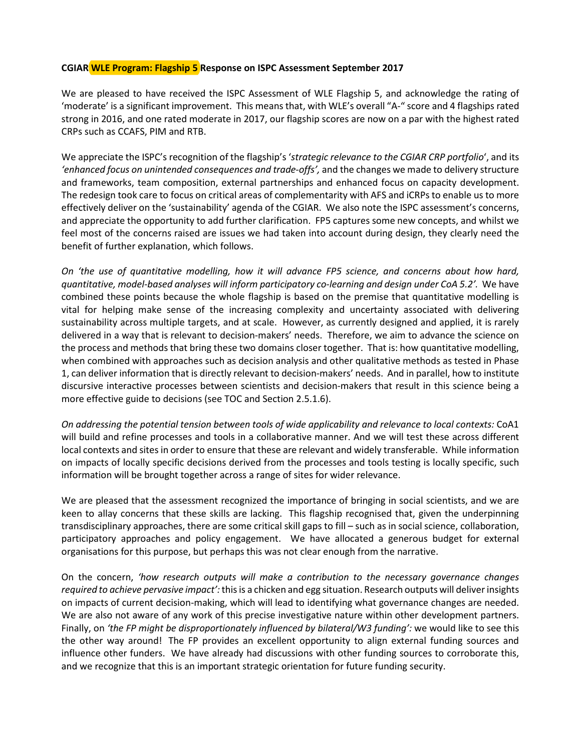**CGIAR WLE Program: Flagship 5 Response on ISPC Assessment September 2017**

We are pleased to have received the ISPC Assessment of WLE Flagship 5, and acknowledge the rating of 'moderate' is a significant improvement. This means that, with WLE's overall "A-" score and 4 flagships rated strong in 2016, and one rated moderate in 2017, our flagship scores are now on a par with the highest rated CRPs such as CCAFS, PIM and RTB.

We appreciate the ISPC's recognition of the flagship's '*strategic relevance to the CGIAR CRP portfolio*', and its *'enhanced focus on unintended consequences and trade-offs',* and the changes we made to delivery structure and frameworks, team composition, external partnerships and enhanced focus on capacity development. The redesign took care to focus on critical areas of complementarity with AFS and iCRPs to enable us to more effectively deliver on the 'sustainability' agenda of the CGIAR. We also note the ISPC assessment's concerns, and appreciate the opportunity to add further clarification. FP5 captures some new concepts, and whilst we feel most of the concerns raised are issues we had taken into account during design, they clearly need the benefit of further explanation, which follows.

*On 'the use of quantitative modelling, how it will advance FP5 science, and concerns about how hard, quantitative, model-based analyses will inform participatory co-learning and design under CoA 5.2'.* We have combined these points because the whole flagship is based on the premise that quantitative modelling is vital for helping make sense of the increasing complexity and uncertainty associated with delivering sustainability across multiple targets, and at scale. However, as currently designed and applied, it is rarely delivered in a way that is relevant to decision-makers' needs. Therefore, we aim to advance the science on the process and methods that bring these two domains closer together. That is: how quantitative modelling, when combined with approaches such as decision analysis and other qualitative methods as tested in Phase 1, can deliver information that is directly relevant to decision-makers' needs. And in parallel, how to institute discursive interactive processes between scientists and decision-makers that result in this science being a more effective guide to decisions (see TOC and Section 2.5.1.6).

*On addressing the potential tension between tools of wide applicability and relevance to local contexts:* CoA1 will build and refine processes and tools in a collaborative manner. And we will test these across different local contexts and sites in order to ensure that these are relevant and widely transferable. While information on impacts of locally specific decisions derived from the processes and tools testing is locally specific, such information will be brought together across a range of sites for wider relevance.

We are pleased that the assessment recognized the importance of bringing in social scientists, and we are keen to allay concerns that these skills are lacking. This flagship recognised that, given the underpinning transdisciplinary approaches, there are some critical skill gaps to fill – such as in social science, collaboration, participatory approaches and policy engagement. We have allocated a generous budget for external organisations for this purpose, but perhaps this was not clear enough from the narrative.

On the concern, *'how research outputs will make a contribution to the necessary governance changes required to achieve pervasive impact':* this is a chicken and egg situation. Research outputs will deliver insights on impacts of current decision-making, which will lead to identifying what governance changes are needed. We are also not aware of any work of this precise investigative nature within other development partners. Finally, on *'the FP might be disproportionately influenced by bilateral/W3 funding':* we would like to see this the other way around! The FP provides an excellent opportunity to align external funding sources and influence other funders. We have already had discussions with other funding sources to corroborate this, and we recognize that this is an important strategic orientation for future funding security.